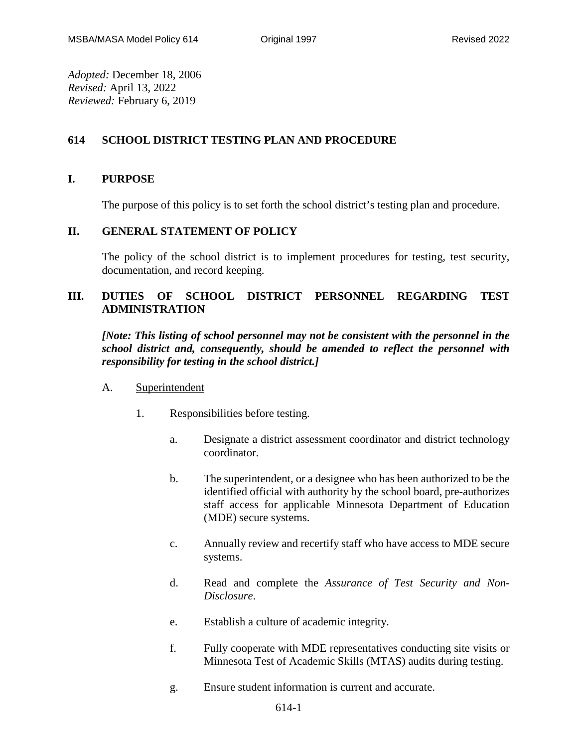*Adopted:* December 18, 2006
*Revised:* April 13, 2022
*Reviewed:* February 6, 2019

# 614 SCHOOL DISTRICT TESTING PLAN AND PROCEDURE

## I. PURPOSE

The purpose of this policy is to set forth the school district's testing plan and procedure.

## II. GENERAL STATEMENT OF POLICY

The policy of the school district is to implement procedures for testing, test security, documentation, and record keeping.

## III. DUTIES OF SCHOOL DISTRICT PERSONNEL REGARDING TEST ADMINISTRATION

***[Note: This listing of school personnel may not be consistent with the personnel in the school district and, consequently, should be amended to reflect the personnel with responsibility for testing in the school district.]***

A. Superintendent

1. Responsibilities before testing.

   a. Designate a district assessment coordinator and district technology coordinator.

   b. The superintendent, or a designee who has been authorized to be the identified official with authority by the school board, pre-authorizes staff access for applicable Minnesota Department of Education (MDE) secure systems.

   c. Annually review and recertify staff who have access to MDE secure systems.

   d. Read and complete the *Assurance of Test Security and Non-Disclosure*.

   e. Establish a culture of academic integrity.

   f. Fully cooperate with MDE representatives conducting site visits or Minnesota Test of Academic Skills (MTAS) audits during testing.

   g. Ensure student information is current and accurate.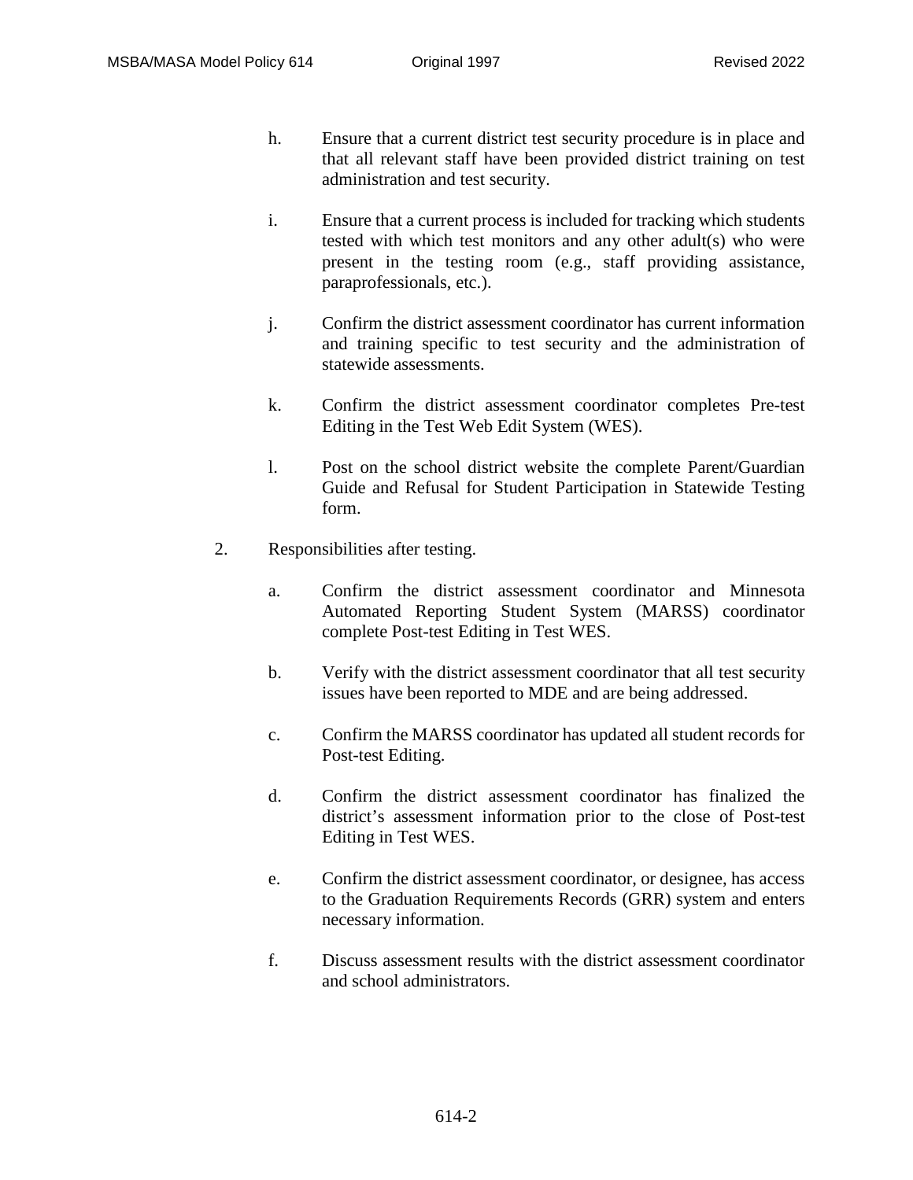h. Ensure that a current district test security procedure is in place and that all relevant staff have been provided district training on test administration and test security.

i. Ensure that a current process is included for tracking which students tested with which test monitors and any other adult(s) who were present in the testing room (e.g., staff providing assistance, paraprofessionals, etc.).

j. Confirm the district assessment coordinator has current information and training specific to test security and the administration of statewide assessments.

k. Confirm the district assessment coordinator completes Pre-test Editing in the Test Web Edit System (WES).

l. Post on the school district website the complete Parent/Guardian Guide and Refusal for Student Participation in Statewide Testing form.

2. Responsibilities after testing.

   a. Confirm the district assessment coordinator and Minnesota Automated Reporting Student System (MARSS) coordinator complete Post-test Editing in Test WES.

   b. Verify with the district assessment coordinator that all test security issues have been reported to MDE and are being addressed.

   c. Confirm the MARSS coordinator has updated all student records for Post-test Editing.

   d. Confirm the district assessment coordinator has finalized the district's assessment information prior to the close of Post-test Editing in Test WES.

   e. Confirm the district assessment coordinator, or designee, has access to the Graduation Requirements Records (GRR) system and enters necessary information.

   f. Discuss assessment results with the district assessment coordinator and school administrators.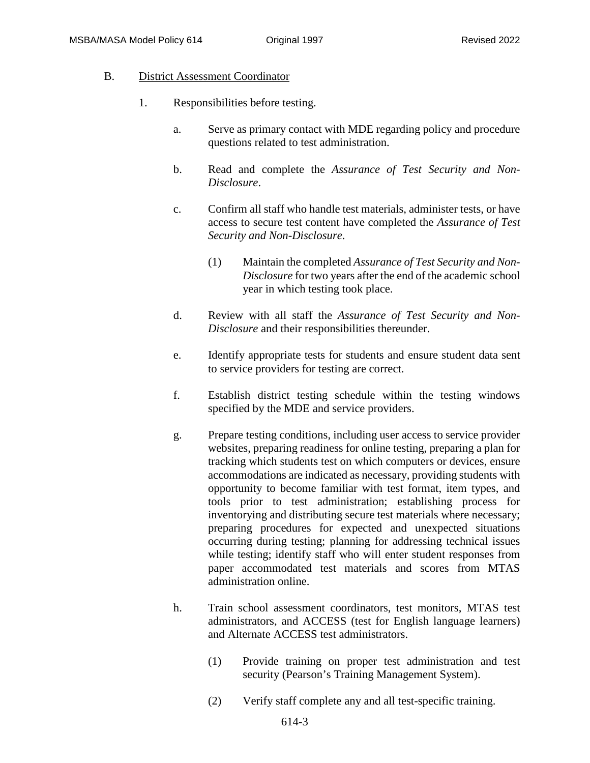B. District Assessment Coordinator

1. Responsibilities before testing.

   a. Serve as primary contact with MDE regarding policy and procedure questions related to test administration.

   b. Read and complete the *Assurance of Test Security and Non-Disclosure*.

   c. Confirm all staff who handle test materials, administer tests, or have access to secure test content have completed the *Assurance of Test Security and Non-Disclosure*.

      (1) Maintain the completed *Assurance of Test Security and Non-Disclosure* for two years after the end of the academic school year in which testing took place.

   d. Review with all staff the *Assurance of Test Security and Non-Disclosure* and their responsibilities thereunder.

   e. Identify appropriate tests for students and ensure student data sent to service providers for testing are correct.

   f. Establish district testing schedule within the testing windows specified by the MDE and service providers.

   g. Prepare testing conditions, including user access to service provider websites, preparing readiness for online testing, preparing a plan for tracking which students test on which computers or devices, ensure accommodations are indicated as necessary, providing students with opportunity to become familiar with test format, item types, and tools prior to test administration; establishing process for inventorying and distributing secure test materials where necessary; preparing procedures for expected and unexpected situations occurring during testing; planning for addressing technical issues while testing; identify staff who will enter student responses from paper accommodated test materials and scores from MTAS administration online.

   h. Train school assessment coordinators, test monitors, MTAS test administrators, and ACCESS (test for English language learners) and Alternate ACCESS test administrators.

      (1) Provide training on proper test administration and test security (Pearson's Training Management System).

      (2) Verify staff complete any and all test-specific training.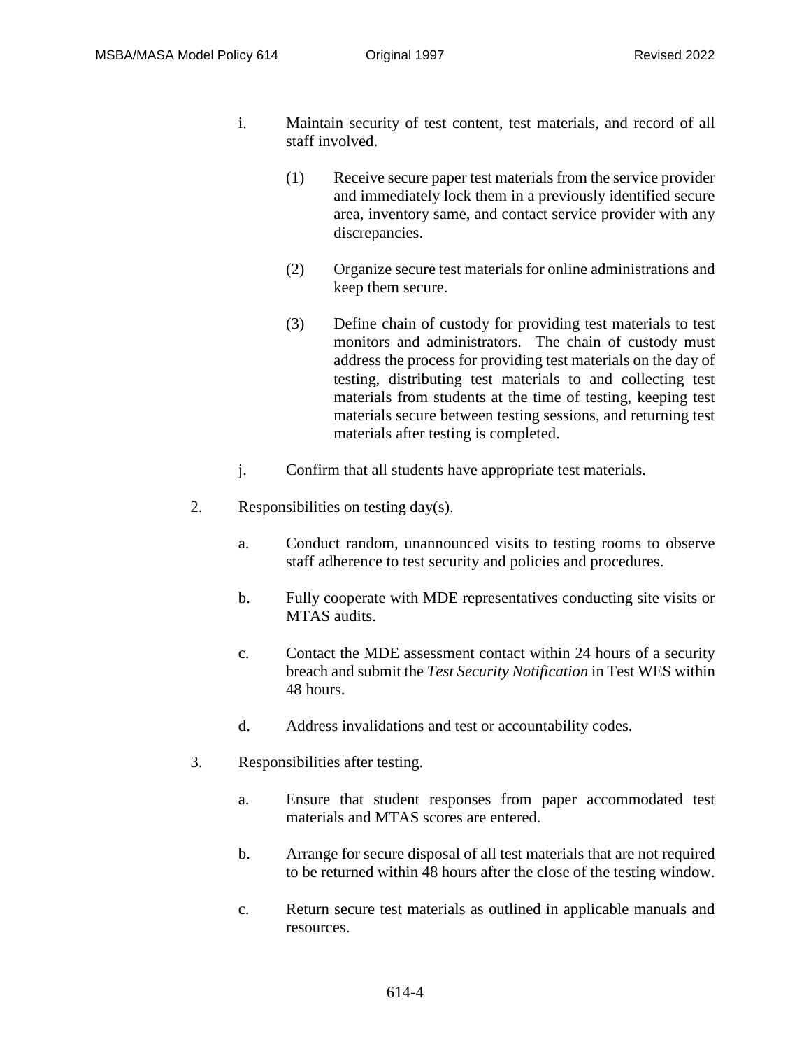i. Maintain security of test content, test materials, and record of all staff involved.

   (1) Receive secure paper test materials from the service provider and immediately lock them in a previously identified secure area, inventory same, and contact service provider with any discrepancies.

   (2) Organize secure test materials for online administrations and keep them secure.

   (3) Define chain of custody for providing test materials to test monitors and administrators. The chain of custody must address the process for providing test materials on the day of testing, distributing test materials to and collecting test materials from students at the time of testing, keeping test materials secure between testing sessions, and returning test materials after testing is completed.

j. Confirm that all students have appropriate test materials.

2. Responsibilities on testing day(s).

   a. Conduct random, unannounced visits to testing rooms to observe staff adherence to test security and policies and procedures.

   b. Fully cooperate with MDE representatives conducting site visits or MTAS audits.

   c. Contact the MDE assessment contact within 24 hours of a security breach and submit the *Test Security Notification* in Test WES within 48 hours.

   d. Address invalidations and test or accountability codes.

3. Responsibilities after testing.

   a. Ensure that student responses from paper accommodated test materials and MTAS scores are entered.

   b. Arrange for secure disposal of all test materials that are not required to be returned within 48 hours after the close of the testing window.

   c. Return secure test materials as outlined in applicable manuals and resources.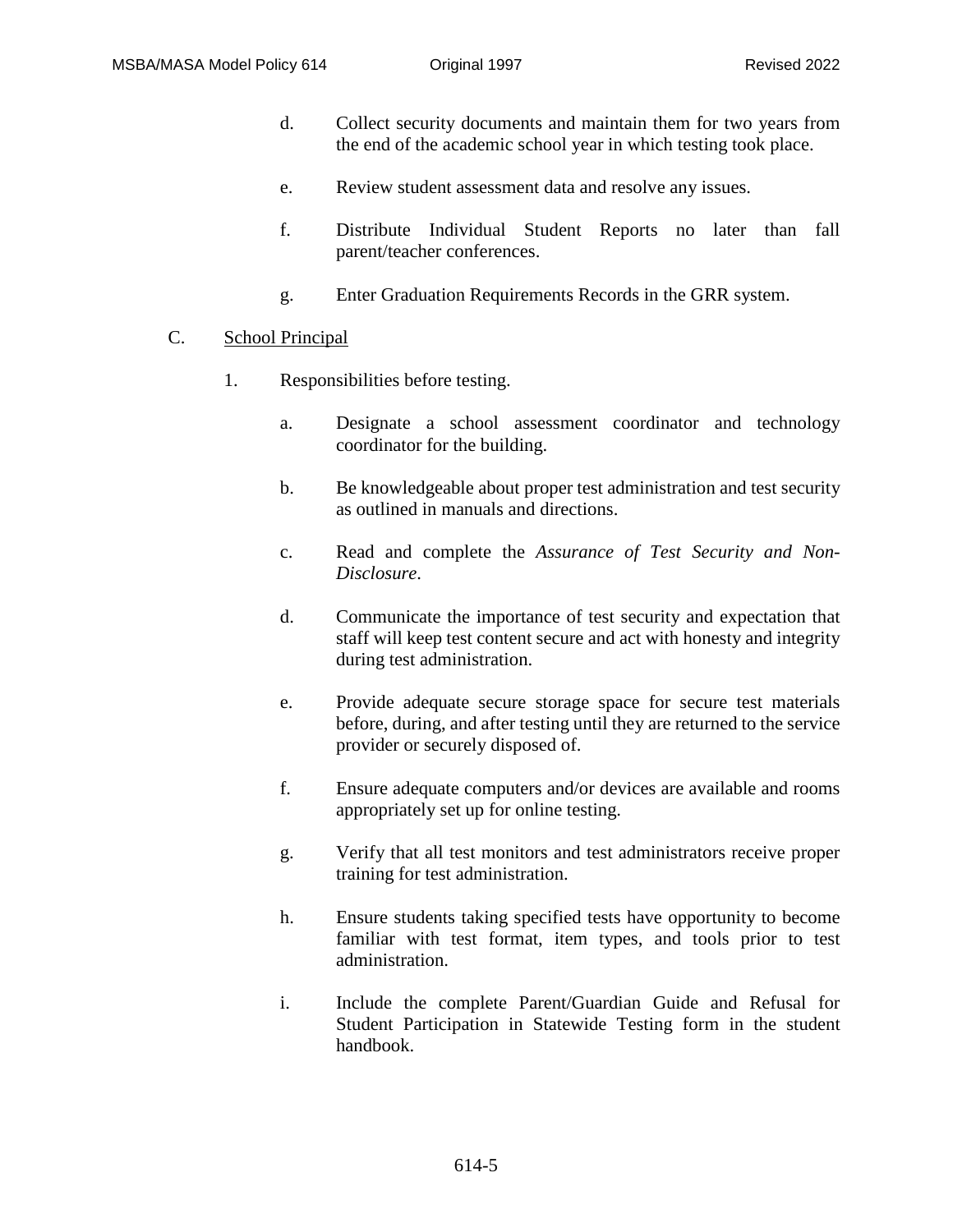d. Collect security documents and maintain them for two years from the end of the academic school year in which testing took place.

e. Review student assessment data and resolve any issues.

f. Distribute Individual Student Reports no later than fall parent/teacher conferences.

g. Enter Graduation Requirements Records in the GRR system.

C. <u>School Principal</u>

1. Responsibilities before testing.

   a. Designate a school assessment coordinator and technology coordinator for the building.

   b. Be knowledgeable about proper test administration and test security as outlined in manuals and directions.

   c. Read and complete the *Assurance of Test Security and Non-Disclosure*.

   d. Communicate the importance of test security and expectation that staff will keep test content secure and act with honesty and integrity during test administration.

   e. Provide adequate secure storage space for secure test materials before, during, and after testing until they are returned to the service provider or securely disposed of.

   f. Ensure adequate computers and/or devices are available and rooms appropriately set up for online testing.

   g. Verify that all test monitors and test administrators receive proper training for test administration.

   h. Ensure students taking specified tests have opportunity to become familiar with test format, item types, and tools prior to test administration.

   i. Include the complete Parent/Guardian Guide and Refusal for Student Participation in Statewide Testing form in the student handbook.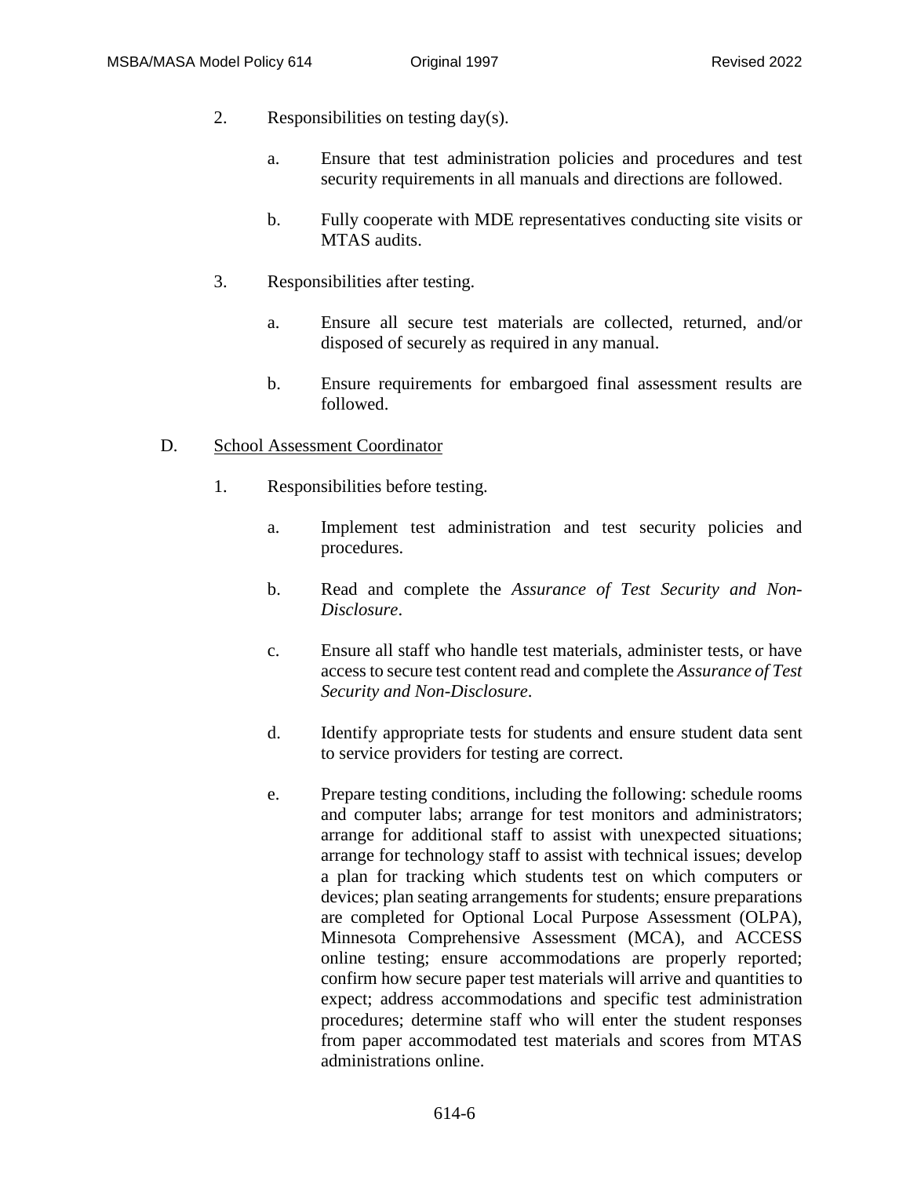2. Responsibilities on testing day(s).

   a. Ensure that test administration policies and procedures and test security requirements in all manuals and directions are followed.

   b. Fully cooperate with MDE representatives conducting site visits or MTAS audits.

3. Responsibilities after testing.

   a. Ensure all secure test materials are collected, returned, and/or disposed of securely as required in any manual.

   b. Ensure requirements for embargoed final assessment results are followed.

D. <u>School Assessment Coordinator</u>

1. Responsibilities before testing.

   a. Implement test administration and test security policies and procedures.

   b. Read and complete the *Assurance of Test Security and Non-Disclosure*.

   c. Ensure all staff who handle test materials, administer tests, or have access to secure test content read and complete the *Assurance of Test Security and Non-Disclosure*.

   d. Identify appropriate tests for students and ensure student data sent to service providers for testing are correct.

   e. Prepare testing conditions, including the following: schedule rooms and computer labs; arrange for test monitors and administrators; arrange for additional staff to assist with unexpected situations; arrange for technology staff to assist with technical issues; develop a plan for tracking which students test on which computers or devices; plan seating arrangements for students; ensure preparations are completed for Optional Local Purpose Assessment (OLPA), Minnesota Comprehensive Assessment (MCA), and ACCESS online testing; ensure accommodations are properly reported; confirm how secure paper test materials will arrive and quantities to expect; address accommodations and specific test administration procedures; determine staff who will enter the student responses from paper accommodated test materials and scores from MTAS administrations online.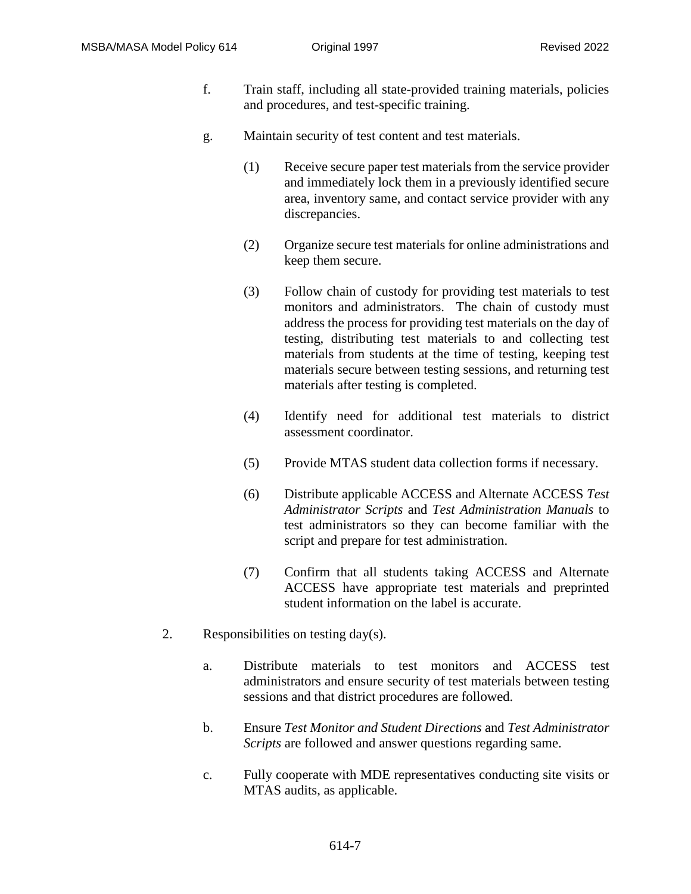f. Train staff, including all state-provided training materials, policies and procedures, and test-specific training.

g. Maintain security of test content and test materials.

   (1) Receive secure paper test materials from the service provider and immediately lock them in a previously identified secure area, inventory same, and contact service provider with any discrepancies.

   (2) Organize secure test materials for online administrations and keep them secure.

   (3) Follow chain of custody for providing test materials to test monitors and administrators. The chain of custody must address the process for providing test materials on the day of testing, distributing test materials to and collecting test materials from students at the time of testing, keeping test materials secure between testing sessions, and returning test materials after testing is completed.

   (4) Identify need for additional test materials to district assessment coordinator.

   (5) Provide MTAS student data collection forms if necessary.

   (6) Distribute applicable ACCESS and Alternate ACCESS *Test Administrator Scripts* and *Test Administration Manuals* to test administrators so they can become familiar with the script and prepare for test administration.

   (7) Confirm that all students taking ACCESS and Alternate ACCESS have appropriate test materials and preprinted student information on the label is accurate.

2. Responsibilities on testing day(s).

   a. Distribute materials to test monitors and ACCESS test administrators and ensure security of test materials between testing sessions and that district procedures are followed.

   b. Ensure *Test Monitor and Student Directions* and *Test Administrator Scripts* are followed and answer questions regarding same.

   c. Fully cooperate with MDE representatives conducting site visits or MTAS audits, as applicable.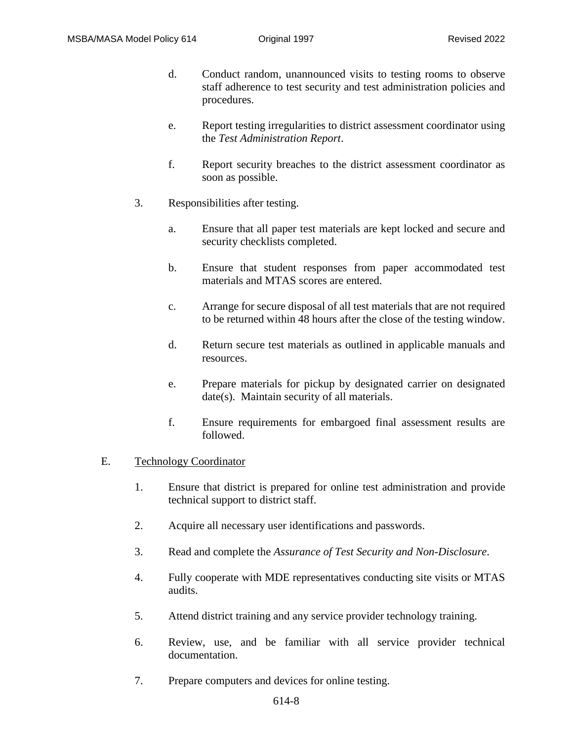d. Conduct random, unannounced visits to testing rooms to observe staff adherence to test security and test administration policies and procedures.

e. Report testing irregularities to district assessment coordinator using the *Test Administration Report*.

f. Report security breaches to the district assessment coordinator as soon as possible.

3. Responsibilities after testing.

   a. Ensure that all paper test materials are kept locked and secure and security checklists completed.

   b. Ensure that student responses from paper accommodated test materials and MTAS scores are entered.

   c. Arrange for secure disposal of all test materials that are not required to be returned within 48 hours after the close of the testing window.

   d. Return secure test materials as outlined in applicable manuals and resources.

   e. Prepare materials for pickup by designated carrier on designated date(s). Maintain security of all materials.

   f. Ensure requirements for embargoed final assessment results are followed.

E. <u>Technology Coordinator</u>

1. Ensure that district is prepared for online test administration and provide technical support to district staff.

2. Acquire all necessary user identifications and passwords.

3. Read and complete the *Assurance of Test Security and Non-Disclosure*.

4. Fully cooperate with MDE representatives conducting site visits or MTAS audits.

5. Attend district training and any service provider technology training.

6. Review, use, and be familiar with all service provider technical documentation.

7. Prepare computers and devices for online testing.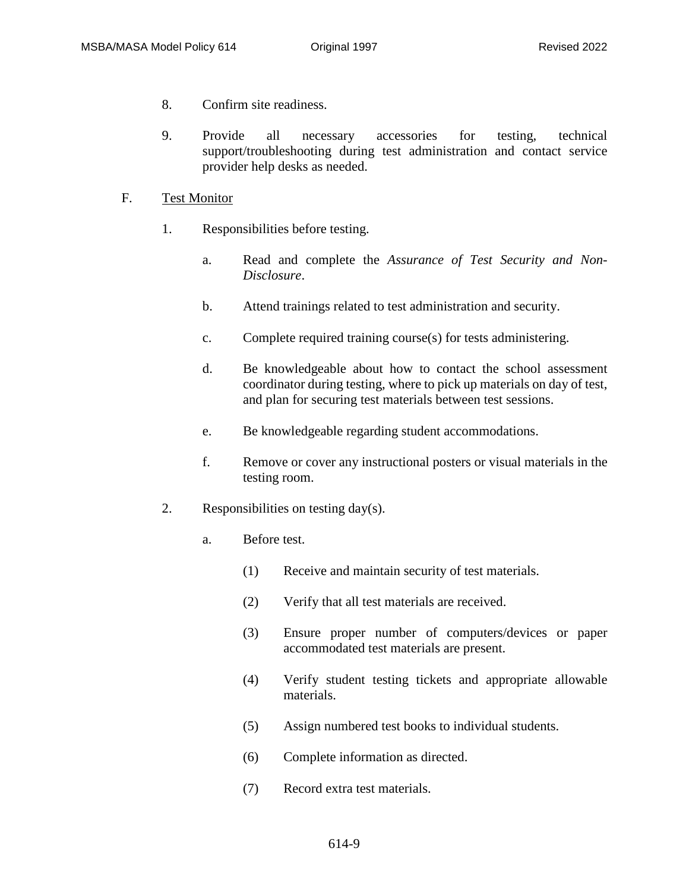8. Confirm site readiness.

9. Provide all necessary accessories for testing, technical support/troubleshooting during test administration and contact service provider help desks as needed.

F. Test Monitor

1. Responsibilities before testing.

   a. Read and complete the *Assurance of Test Security and Non-Disclosure*.

   b. Attend trainings related to test administration and security.

   c. Complete required training course(s) for tests administering.

   d. Be knowledgeable about how to contact the school assessment coordinator during testing, where to pick up materials on day of test, and plan for securing test materials between test sessions.

   e. Be knowledgeable regarding student accommodations.

   f. Remove or cover any instructional posters or visual materials in the testing room.

2. Responsibilities on testing day(s).

   a. Before test.

      (1) Receive and maintain security of test materials.

      (2) Verify that all test materials are received.

      (3) Ensure proper number of computers/devices or paper accommodated test materials are present.

      (4) Verify student testing tickets and appropriate allowable materials.

      (5) Assign numbered test books to individual students.

      (6) Complete information as directed.

      (7) Record extra test materials.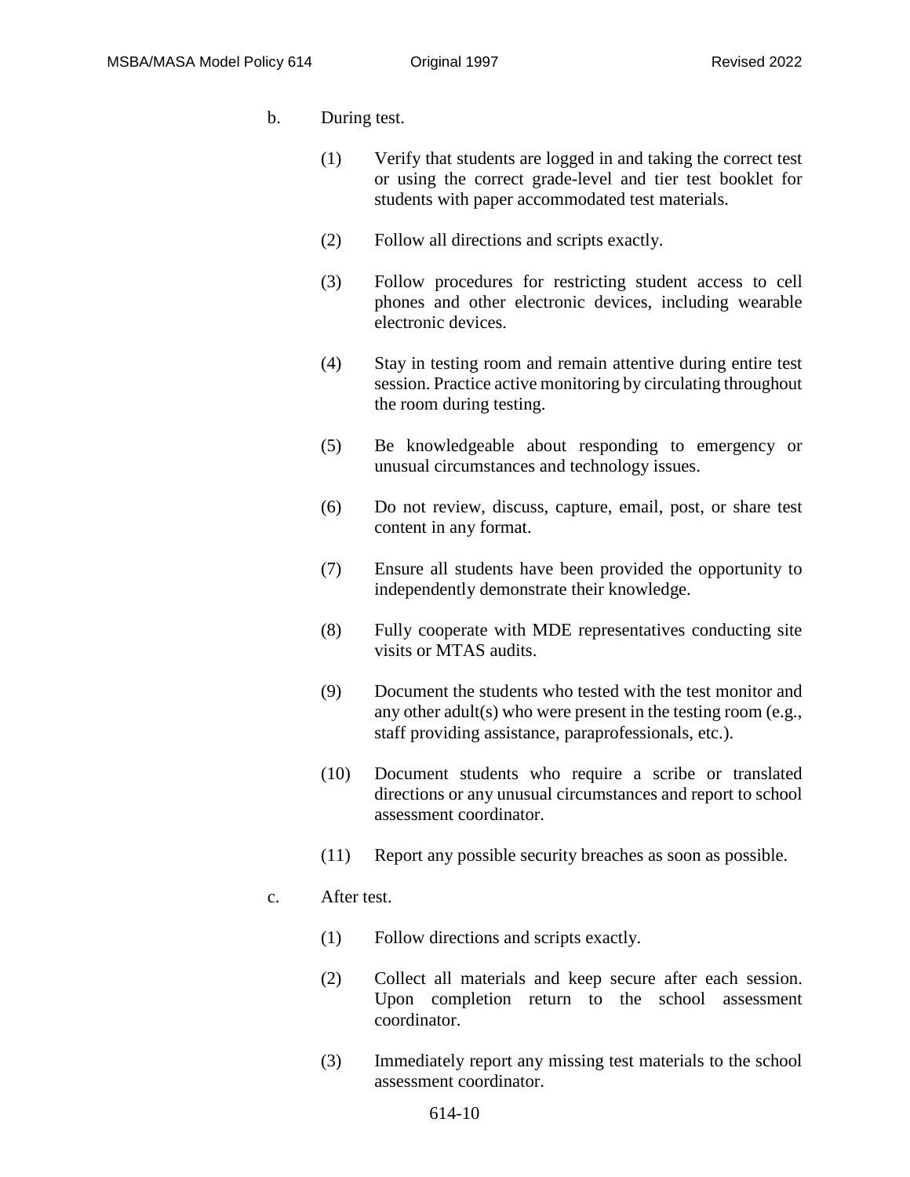b. During test.

   (1) Verify that students are logged in and taking the correct test or using the correct grade-level and tier test booklet for students with paper accommodated test materials.

   (2) Follow all directions and scripts exactly.

   (3) Follow procedures for restricting student access to cell phones and other electronic devices, including wearable electronic devices.

   (4) Stay in testing room and remain attentive during entire test session. Practice active monitoring by circulating throughout the room during testing.

   (5) Be knowledgeable about responding to emergency or unusual circumstances and technology issues.

   (6) Do not review, discuss, capture, email, post, or share test content in any format.

   (7) Ensure all students have been provided the opportunity to independently demonstrate their knowledge.

   (8) Fully cooperate with MDE representatives conducting site visits or MTAS audits.

   (9) Document the students who tested with the test monitor and any other adult(s) who were present in the testing room (e.g., staff providing assistance, paraprofessionals, etc.).

   (10) Document students who require a scribe or translated directions or any unusual circumstances and report to school assessment coordinator.

   (11) Report any possible security breaches as soon as possible.

c. After test.

   (1) Follow directions and scripts exactly.

   (2) Collect all materials and keep secure after each session. Upon completion return to the school assessment coordinator.

   (3) Immediately report any missing test materials to the school assessment coordinator.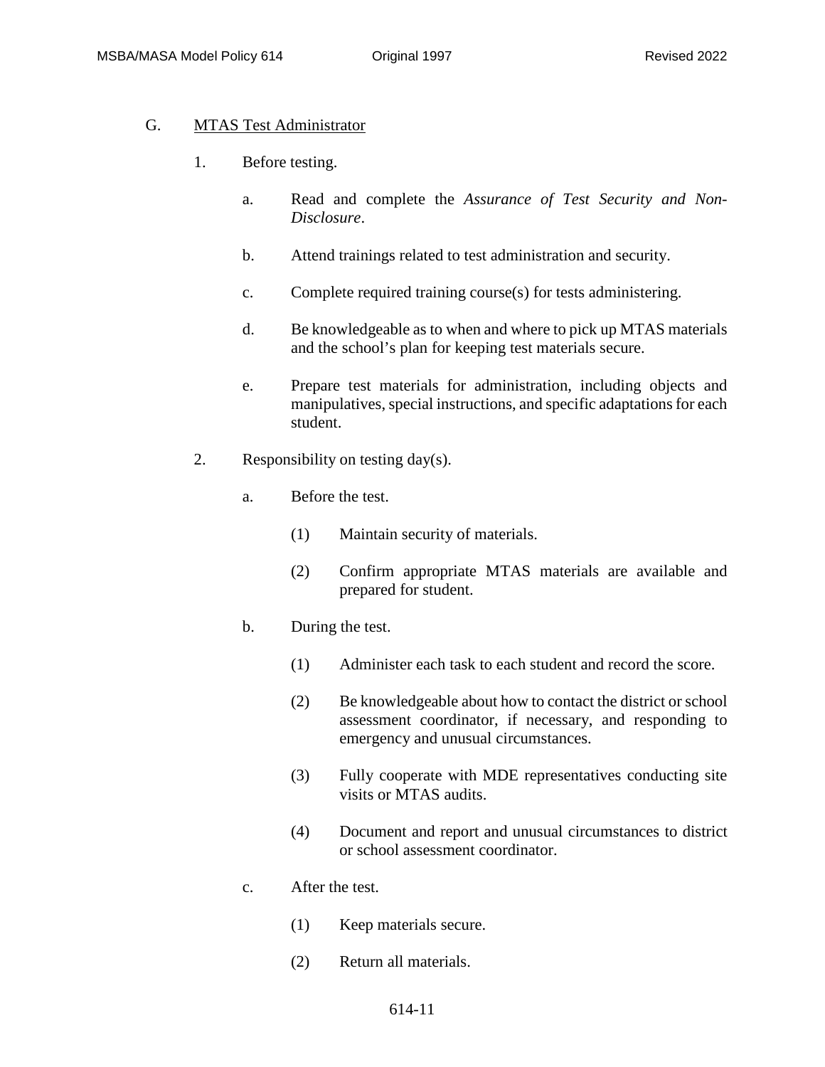G. <u>MTAS Test Administrator</u>

1. Before testing.

   a. Read and complete the *Assurance of Test Security and Non-Disclosure*.

   b. Attend trainings related to test administration and security.

   c. Complete required training course(s) for tests administering.

   d. Be knowledgeable as to when and where to pick up MTAS materials and the school's plan for keeping test materials secure.

   e. Prepare test materials for administration, including objects and manipulatives, special instructions, and specific adaptations for each student.

2. Responsibility on testing day(s).

   a. Before the test.

      (1) Maintain security of materials.

      (2) Confirm appropriate MTAS materials are available and prepared for student.

   b. During the test.

      (1) Administer each task to each student and record the score.

      (2) Be knowledgeable about how to contact the district or school assessment coordinator, if necessary, and responding to emergency and unusual circumstances.

      (3) Fully cooperate with MDE representatives conducting site visits or MTAS audits.

      (4) Document and report and unusual circumstances to district or school assessment coordinator.

   c. After the test.

      (1) Keep materials secure.

      (2) Return all materials.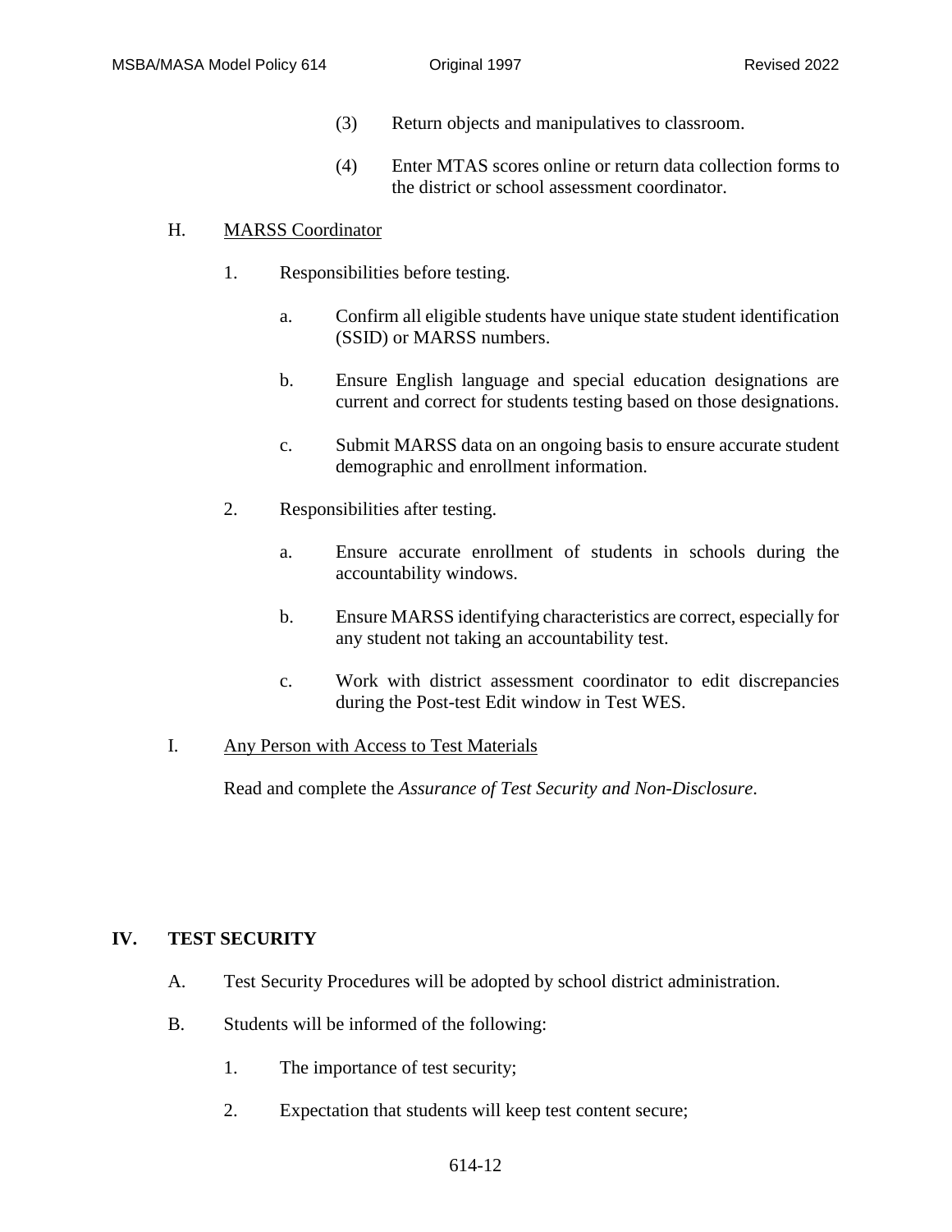(3) Return objects and manipulatives to classroom.

(4) Enter MTAS scores online or return data collection forms to the district or school assessment coordinator.

H. <u>MARSS Coordinator</u>

1. Responsibilities before testing.

   a. Confirm all eligible students have unique state student identification (SSID) or MARSS numbers.

   b. Ensure English language and special education designations are current and correct for students testing based on those designations.

   c. Submit MARSS data on an ongoing basis to ensure accurate student demographic and enrollment information.

2. Responsibilities after testing.

   a. Ensure accurate enrollment of students in schools during the accountability windows.

   b. Ensure MARSS identifying characteristics are correct, especially for any student not taking an accountability test.

   c. Work with district assessment coordinator to edit discrepancies during the Post-test Edit window in Test WES.

I. <u>Any Person with Access to Test Materials</u>

Read and complete the *Assurance of Test Security and Non-Disclosure*.

## IV. TEST SECURITY

A. Test Security Procedures will be adopted by school district administration.

B. Students will be informed of the following:

1. The importance of test security;

2. Expectation that students will keep test content secure;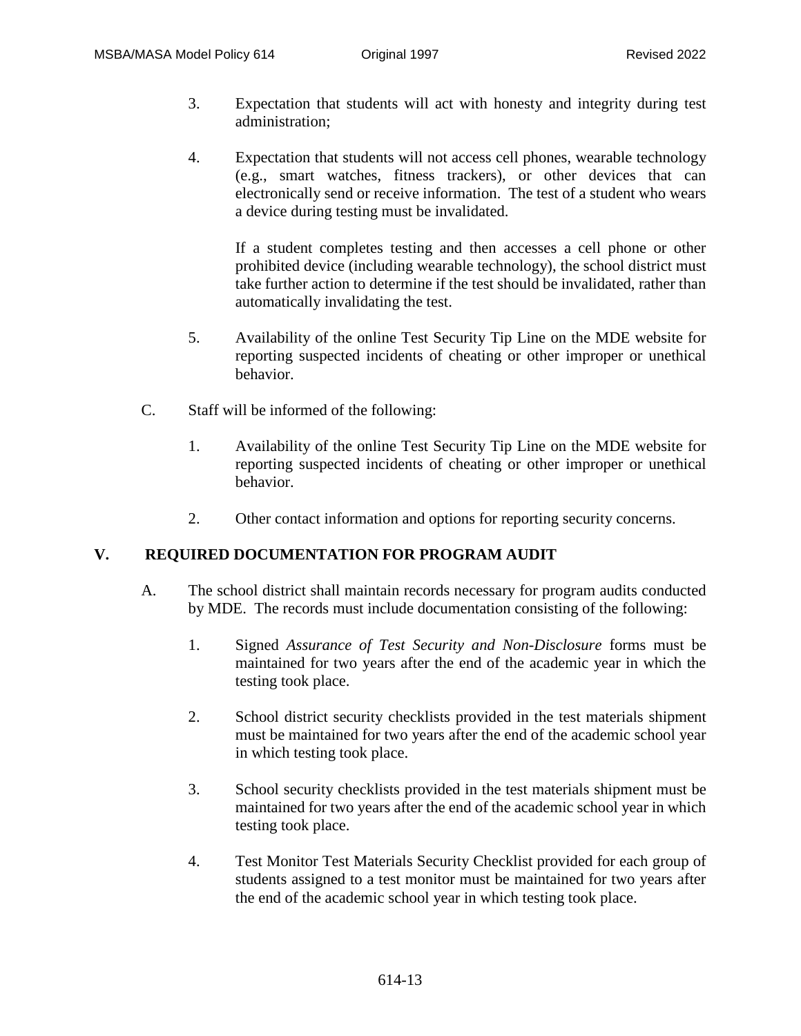3. Expectation that students will act with honesty and integrity during test administration;

4. Expectation that students will not access cell phones, wearable technology (e.g., smart watches, fitness trackers), or other devices that can electronically send or receive information. The test of a student who wears a device during testing must be invalidated.

   If a student completes testing and then accesses a cell phone or other prohibited device (including wearable technology), the school district must take further action to determine if the test should be invalidated, rather than automatically invalidating the test.

5. Availability of the online Test Security Tip Line on the MDE website for reporting suspected incidents of cheating or other improper or unethical behavior.

C. Staff will be informed of the following:

1. Availability of the online Test Security Tip Line on the MDE website for reporting suspected incidents of cheating or other improper or unethical behavior.

2. Other contact information and options for reporting security concerns.

## V. REQUIRED DOCUMENTATION FOR PROGRAM AUDIT

A. The school district shall maintain records necessary for program audits conducted by MDE. The records must include documentation consisting of the following:

1. Signed *Assurance of Test Security and Non-Disclosure* forms must be maintained for two years after the end of the academic year in which the testing took place.

2. School district security checklists provided in the test materials shipment must be maintained for two years after the end of the academic school year in which testing took place.

3. School security checklists provided in the test materials shipment must be maintained for two years after the end of the academic school year in which testing took place.

4. Test Monitor Test Materials Security Checklist provided for each group of students assigned to a test monitor must be maintained for two years after the end of the academic school year in which testing took place.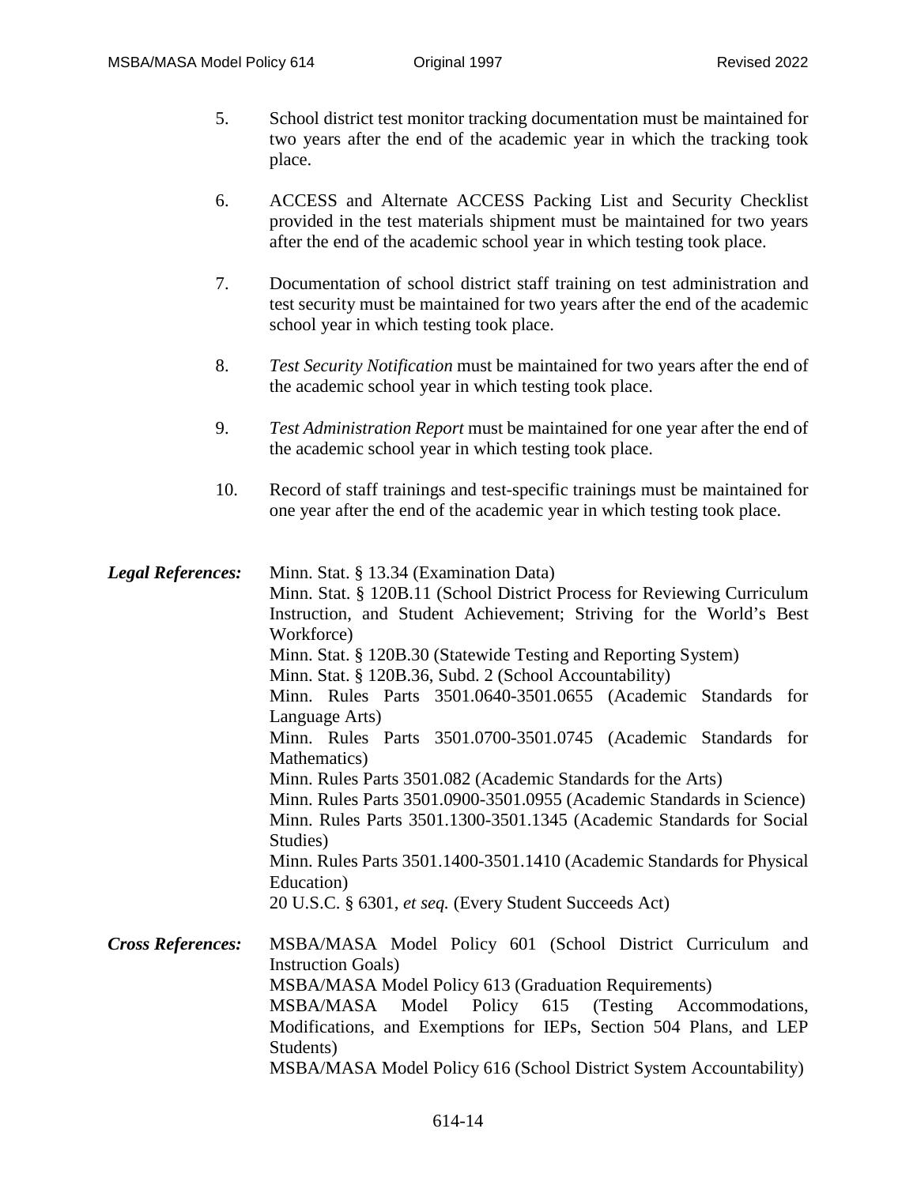5. School district test monitor tracking documentation must be maintained for two years after the end of the academic year in which the tracking took place.

6. ACCESS and Alternate ACCESS Packing List and Security Checklist provided in the test materials shipment must be maintained for two years after the end of the academic school year in which testing took place.

7. Documentation of school district staff training on test administration and test security must be maintained for two years after the end of the academic school year in which testing took place.

8. *Test Security Notification* must be maintained for two years after the end of the academic school year in which testing took place.

9. *Test Administration Report* must be maintained for one year after the end of the academic school year in which testing took place.

10. Record of staff trainings and test-specific trainings must be maintained for one year after the end of the academic year in which testing took place.

***Legal References:***

Minn. Stat. § 13.34 (Examination Data)
Minn. Stat. § 120B.11 (School District Process for Reviewing Curriculum Instruction, and Student Achievement; Striving for the World's Best Workforce)
Minn. Stat. § 120B.30 (Statewide Testing and Reporting System)
Minn. Stat. § 120B.36, Subd. 2 (School Accountability)
Minn. Rules Parts 3501.0640-3501.0655 (Academic Standards for Language Arts)
Minn. Rules Parts 3501.0700-3501.0745 (Academic Standards for Mathematics)
Minn. Rules Parts 3501.082 (Academic Standards for the Arts)
Minn. Rules Parts 3501.0900-3501.0955 (Academic Standards in Science)
Minn. Rules Parts 3501.1300-3501.1345 (Academic Standards for Social Studies)
Minn. Rules Parts 3501.1400-3501.1410 (Academic Standards for Physical Education)
20 U.S.C. § 6301, *et seq.* (Every Student Succeeds Act)

***Cross References:***

MSBA/MASA Model Policy 601 (School District Curriculum and Instruction Goals)
MSBA/MASA Model Policy 613 (Graduation Requirements)
MSBA/MASA Model Policy 615 (Testing Accommodations, Modifications, and Exemptions for IEPs, Section 504 Plans, and LEP Students)
MSBA/MASA Model Policy 616 (School District System Accountability)